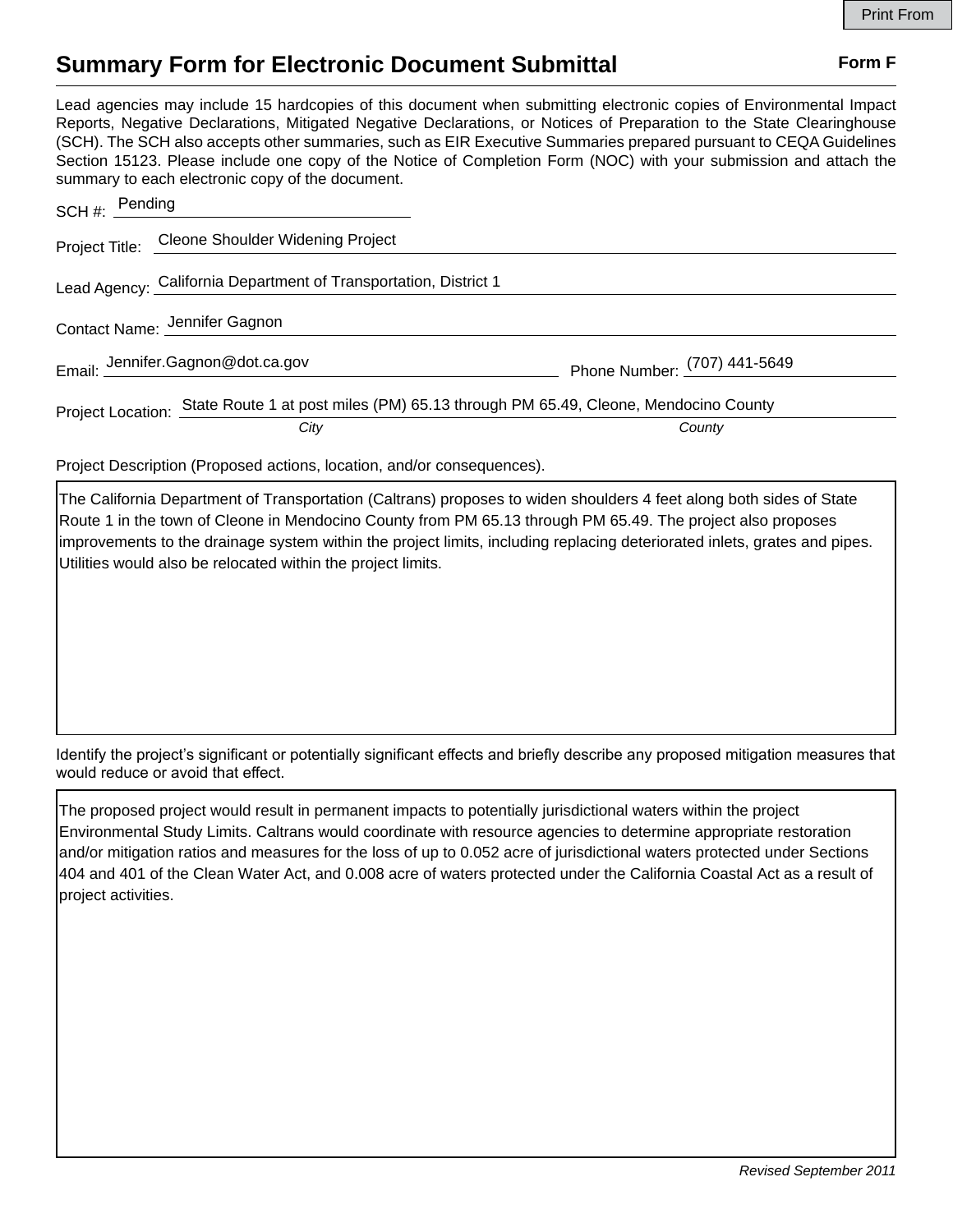# Summary Form for Electronic Document Submittal

**Form F**

Lead agencies may include 15 hardcopies of this document when submitting electronic copies of Environmental Impact Reports, Negative Declarations, Mitigated Negative Declarations, or Notices of Preparation to the State Clearinghouse (SCH). The SCH also accepts other summaries, such as EIR Executive Summaries prepared pursuant to CEQA Guidelines Section 15123. Please include one copy of the Notice of Completion Form (NOC) with your submission and attach the summary to each electronic copy of the document.

SCH #: Pending

Project Title: Cleone Shoulder Widening Project

Lead Agency: California Department of Transportation, District 1

Contact Name: Jennifer Gagnon

Email: Jennifer.Gagnon@dot.ca.gov    Phone Number: (707) 441-5649

Project Location: State Route 1 at post miles (PM) 65.13 through PM 65.49, Cleone, Mendocino County
*City*    *County*

Project Description (Proposed actions, location, and/or consequences).

The California Department of Transportation (Caltrans) proposes to widen shoulders 4 feet along both sides of State Route 1 in the town of Cleone in Mendocino County from PM 65.13 through PM 65.49. The project also proposes improvements to the drainage system within the project limits, including replacing deteriorated inlets, grates and pipes. Utilities would also be relocated within the project limits.

Identify the project's significant or potentially significant effects and briefly describe any proposed mitigation measures that would reduce or avoid that effect.

The proposed project would result in permanent impacts to potentially jurisdictional waters within the project Environmental Study Limits. Caltrans would coordinate with resource agencies to determine appropriate restoration and/or mitigation ratios and measures for the loss of up to 0.052 acre of jurisdictional waters protected under Sections 404 and 401 of the Clean Water Act, and 0.008 acre of waters protected under the California Coastal Act as a result of project activities.

*Revised September 2011*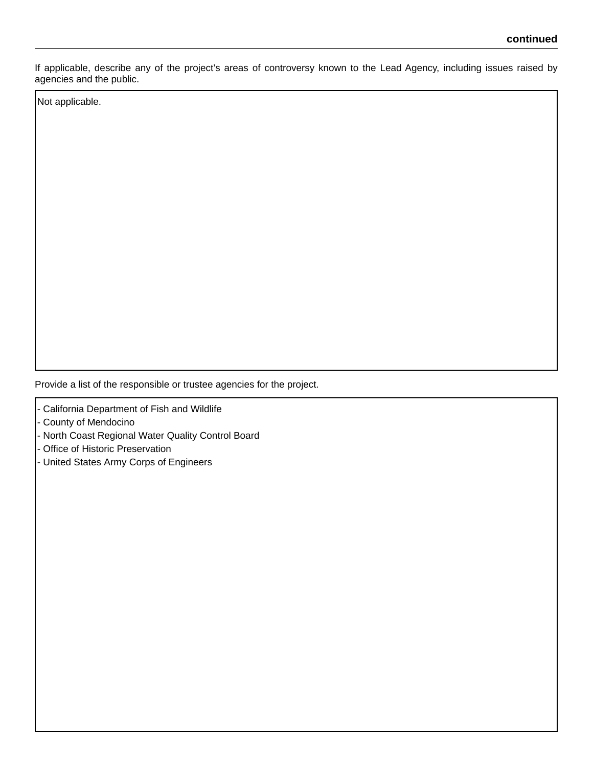**continued**

If applicable, describe any of the project's areas of controversy known to the Lead Agency, including issues raised by agencies and the public.

Not applicable.

Provide a list of the responsible or trustee agencies for the project.

- California Department of Fish and Wildlife
- County of Mendocino
- North Coast Regional Water Quality Control Board
- Office of Historic Preservation
- United States Army Corps of Engineers